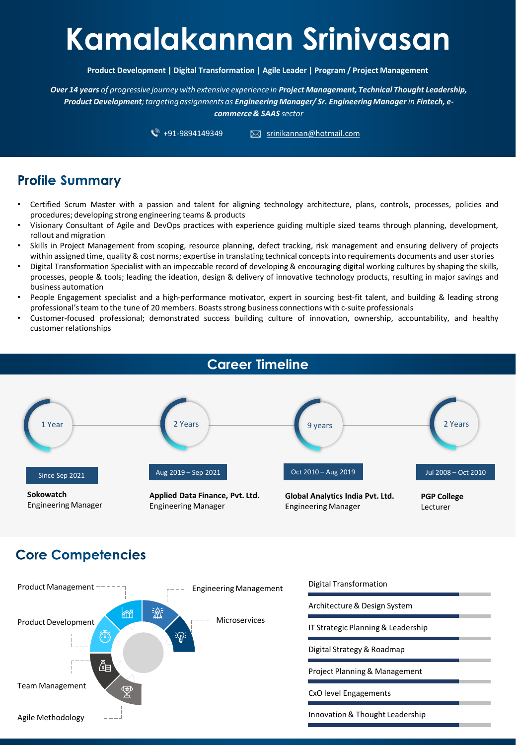# Kamalakannan Srinivasan

**Product Development | Digital Transformation | Agile Leader | Program / Project Management**

***Over 14 years*** *of progressive journey with extensive experience in* ***Project Management, Technical Thought Leadership, Product Development****; targeting assignments as* ***Engineering Manager/ Sr. Engineering Manager*** *in* ***Fintech, e-commerce & SAAS*** *sector*

+91-9894149349 | srinikannan@hotmail.com

## Profile Summary

- Certified Scrum Master with a passion and talent for aligning technology architecture, plans, controls, processes, policies and procedures; developing strong engineering teams & products
- Visionary Consultant of Agile and DevOps practices with experience guiding multiple sized teams through planning, development, rollout and migration
- Skills in Project Management from scoping, resource planning, defect tracking, risk management and ensuring delivery of projects within assigned time, quality & cost norms; expertise in translating technical concepts into requirements documents and user stories
- Digital Transformation Specialist with an impeccable record of developing & encouraging digital working cultures by shaping the skills, processes, people & tools; leading the ideation, design & delivery of innovative technology products, resulting in major savings and business automation
- People Engagement specialist and a high-performance motivator, expert in sourcing best-fit talent, and building & leading strong professional's team to the tune of 20 members. Boasts strong business connections with c-suite professionals
- Customer-focused professional; demonstrated success building culture of innovation, ownership, accountability, and healthy customer relationships

## Career Timeline

- **1 Year** — Since Sep 2021 — **Sokowatch**, Engineering Manager
- **2 Years** — Aug 2019 – Sep 2021 — **Applied Data Finance, Pvt. Ltd.**, Engineering Manager
- **9 years** — Oct 2010 – Aug 2019 — **Global Analytics India Pvt. Ltd.**, Engineering Manager
- **2 Years** — Jul 2008 – Oct 2010 — **PGP College**, Lecturer

## Core Competencies

- Product Management
- Engineering Management
- Product Development
- Microservices
- Team Management
- Agile Methodology

- Digital Transformation
- Architecture & Design System
- IT Strategic Planning & Leadership
- Digital Strategy & Roadmap
- Project Planning & Management
- CxO level Engagements
- Innovation & Thought Leadership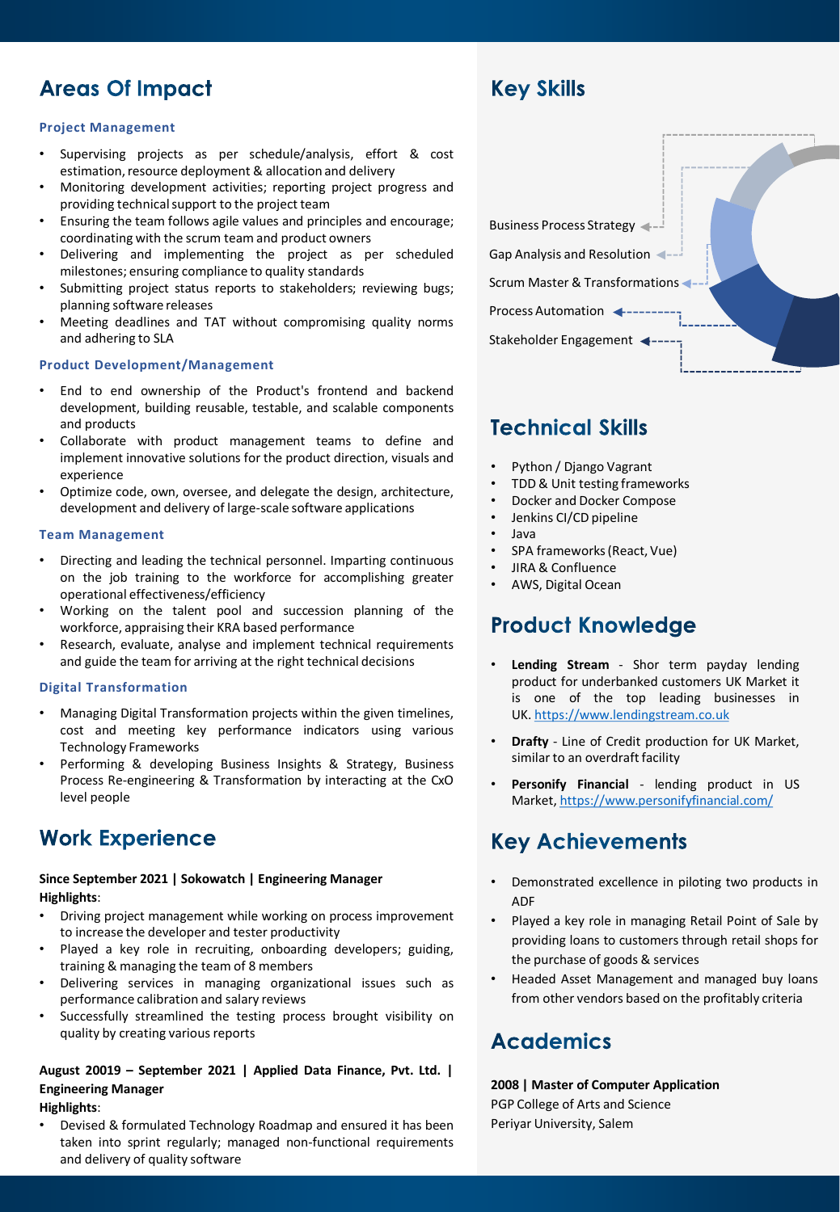## Areas Of Impact

### Project Management

- Supervising projects as per schedule/analysis, effort & cost estimation, resource deployment & allocation and delivery
- Monitoring development activities; reporting project progress and providing technical support to the project team
- Ensuring the team follows agile values and principles and encourage; coordinating with the scrum team and product owners
- Delivering and implementing the project as per scheduled milestones; ensuring compliance to quality standards
- Submitting project status reports to stakeholders; reviewing bugs; planning software releases
- Meeting deadlines and TAT without compromising quality norms and adhering to SLA

### Product Development/Management

- End to end ownership of the Product's frontend and backend development, building reusable, testable, and scalable components and products
- Collaborate with product management teams to define and implement innovative solutions for the product direction, visuals and experience
- Optimize code, own, oversee, and delegate the design, architecture, development and delivery of large-scale software applications

### Team Management

- Directing and leading the technical personnel. Imparting continuous on the job training to the workforce for accomplishing greater operational effectiveness/efficiency
- Working on the talent pool and succession planning of the workforce, appraising their KRA based performance
- Research, evaluate, analyse and implement technical requirements and guide the team for arriving at the right technical decisions

### Digital Transformation

- Managing Digital Transformation projects within the given timelines, cost and meeting key performance indicators using various Technology Frameworks
- Performing & developing Business Insights & Strategy, Business Process Re-engineering & Transformation by interacting at the CxO level people

## Work Experience

**Since September 2021 | Sokowatch | Engineering Manager**
**Highlights**:

- Driving project management while working on process improvement to increase the developer and tester productivity
- Played a key role in recruiting, onboarding developers; guiding, training & managing the team of 8 members
- Delivering services in managing organizational issues such as performance calibration and salary reviews
- Successfully streamlined the testing process brought visibility on quality by creating various reports

**August 20019 – September 2021 | Applied Data Finance, Pvt. Ltd. | Engineering Manager**
**Highlights**:

- Devised & formulated Technology Roadmap and ensured it has been taken into sprint regularly; managed non-functional requirements and delivery of quality software

## Key Skills

- Business Process Strategy
- Gap Analysis and Resolution
- Scrum Master & Transformations
- Process Automation
- Stakeholder Engagement

## Technical Skills

- Python / Django Vagrant
- TDD & Unit testing frameworks
- Docker and Docker Compose
- Jenkins CI/CD pipeline
- Java
- SPA frameworks (React, Vue)
- JIRA & Confluence
- AWS, Digital Ocean

## Product Knowledge

- **Lending Stream** - Shor term payday lending product for underbanked customers UK Market it is one of the top leading businesses in UK. https://www.lendingstream.co.uk
- **Drafty** - Line of Credit production for UK Market, similar to an overdraft facility
- **Personify Financial** - lending product in US Market, https://www.personifyfinancial.com/

## Key Achievements

- Demonstrated excellence in piloting two products in ADF
- Played a key role in managing Retail Point of Sale by providing loans to customers through retail shops for the purchase of goods & services
- Headed Asset Management and managed buy loans from other vendors based on the profitably criteria

## Academics

**2008 | Master of Computer Application**
PGP College of Arts and Science
Periyar University, Salem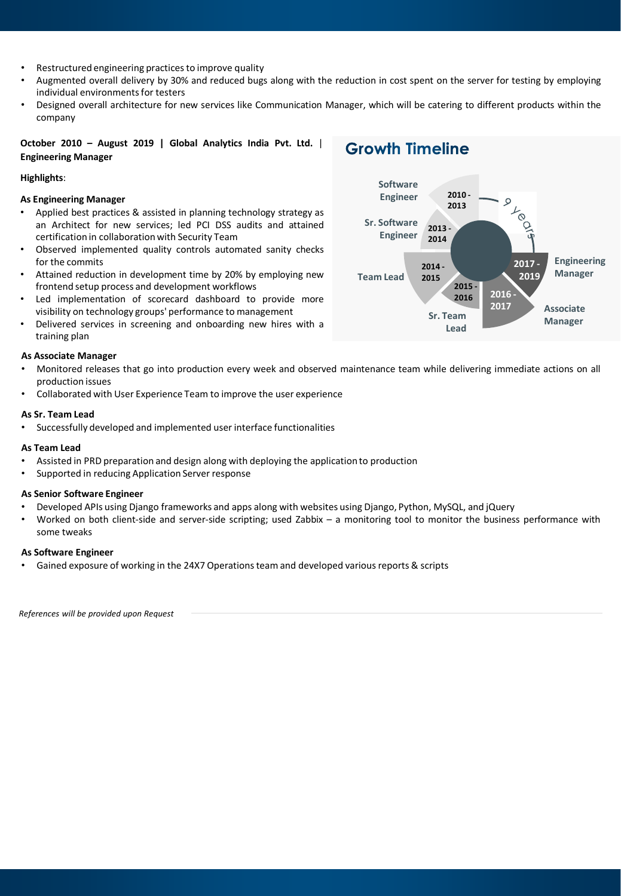- Restructured engineering practices to improve quality
- Augmented overall delivery by 30% and reduced bugs along with the reduction in cost spent on the server for testing by employing individual environments for testers
- Designed overall architecture for new services like Communication Manager, which will be catering to different products within the company

**October 2010 – August 2019 | Global Analytics India Pvt. Ltd. | Engineering Manager**

**Highlights**:

**As Engineering Manager**

- Applied best practices & assisted in planning technology strategy as an Architect for new services; led PCI DSS audits and attained certification in collaboration with Security Team
- Observed implemented quality controls automated sanity checks for the commits
- Attained reduction in development time by 20% by employing new frontend setup process and development workflows
- Led implementation of scorecard dashboard to provide more visibility on technology groups' performance to management
- Delivered services in screening and onboarding new hires with a training plan

## Growth Timeline

Software Engineer
2010 - 2013

Sr. Software Engineer
2013 - 2014

Team Lead
2014 - 2015

Sr. Team Lead
2015 - 2016

Associate Manager
2016 - 2017

Engineering Manager
2017 - 2019

9 years

**As Associate Manager**

- Monitored releases that go into production every week and observed maintenance team while delivering immediate actions on all production issues
- Collaborated with User Experience Team to improve the user experience

**As Sr. Team Lead**

- Successfully developed and implemented user interface functionalities

**As Team Lead**

- Assisted in PRD preparation and design along with deploying the application to production
- Supported in reducing Application Server response

**As Senior Software Engineer**

- Developed APIs using Django frameworks and apps along with websites using Django, Python, MySQL, and jQuery
- Worked on both client-side and server-side scripting; used Zabbix – a monitoring tool to monitor the business performance with some tweaks

**As Software Engineer**

- Gained exposure of working in the 24X7 Operations team and developed various reports & scripts

*References will be provided upon Request*